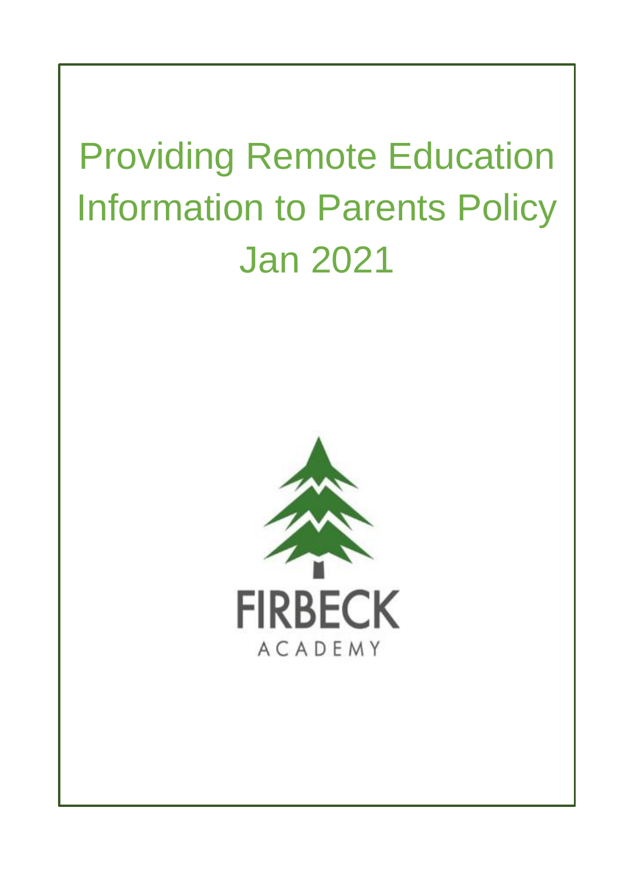# Providing Remote Education Information to Parents Policy Jan 2021

FIRBECK

ACADEMY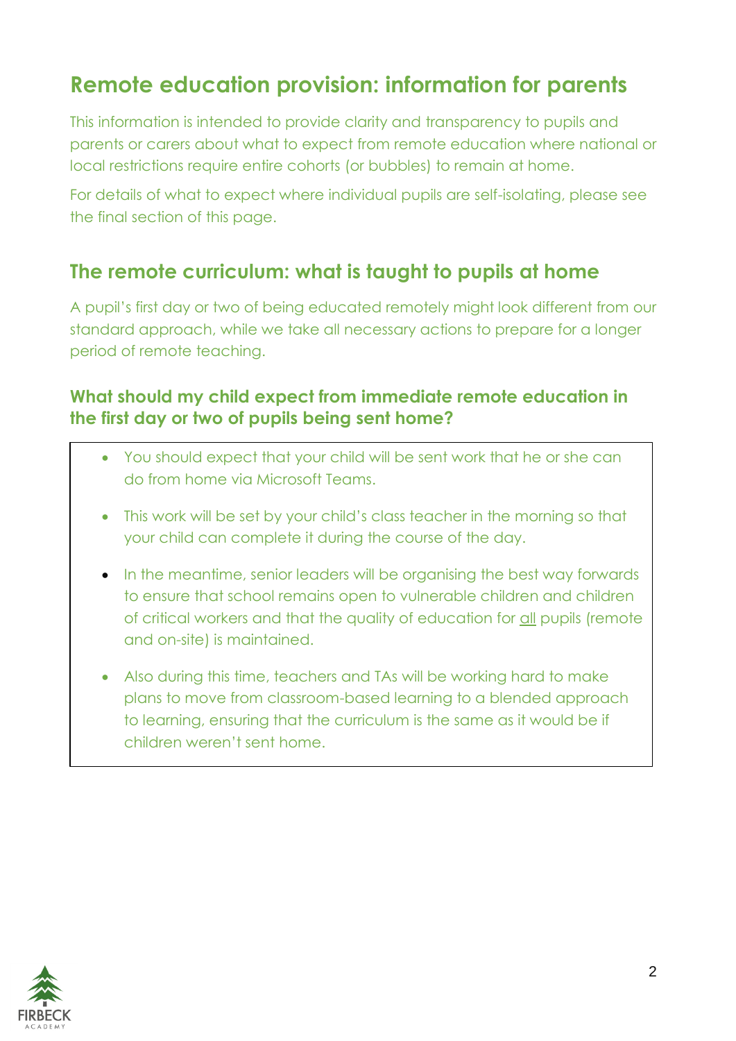## Remote education provision: information for parents

This information is intended to provide clarity and transparency to pupils and parents or carers about what to expect from remote education where national or local restrictions require entire cohorts (or bubbles) to remain at home.

For details of what to expect where individual pupils are self-isolating, please see the final section of this page.

### The remote curriculum: what is taught to pupils at home

A pupil's first day or two of being educated remotely might look different from our standard approach, while we take all necessary actions to prepare for a longer period of remote teaching.

#### What should my child expect from immediate remote education in the first day or two of pupils being sent home?

- You should expect that your child will be sent work that he or she can do from home via Microsoft Teams.
- This work will be set by your child's class teacher in the morning so that your child can complete it during the course of the day.
- In the meantime, senior leaders will be organising the best way forwards to ensure that school remains open to vulnerable children and children of critical workers and that the quality of education for <u>all</u> pupils (remote and on-site) is maintained.
- Also during this time, teachers and TAs will be working hard to make plans to move from classroom-based learning to a blended approach to learning, ensuring that the curriculum is the same as it would be if children weren't sent home.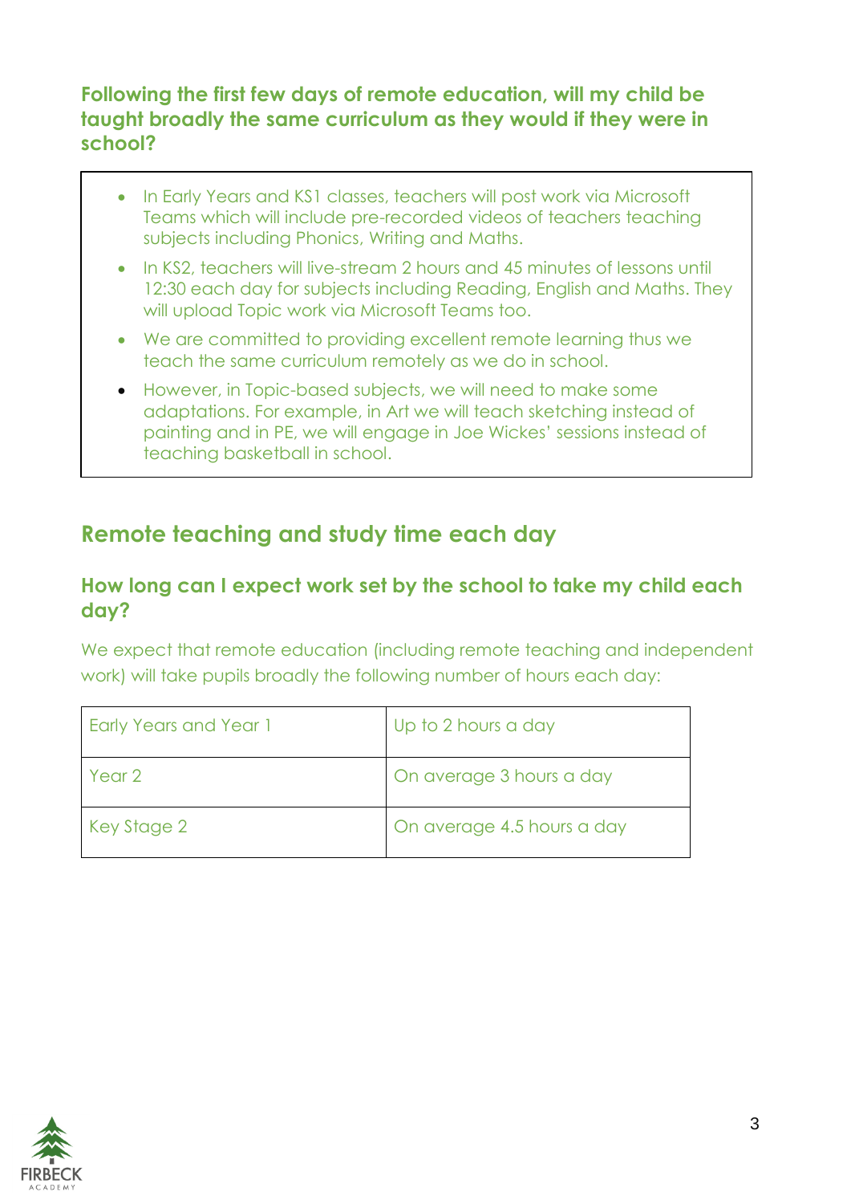### Following the first few days of remote education, will my child be taught broadly the same curriculum as they would if they were in school?

- In Early Years and KS1 classes, teachers will post work via Microsoft Teams which will include pre-recorded videos of teachers teaching subjects including Phonics, Writing and Maths.
- In KS2, teachers will live-stream 2 hours and 45 minutes of lessons until 12:30 each day for subjects including Reading, English and Maths. They will upload Topic work via Microsoft Teams too.
- We are committed to providing excellent remote learning thus we teach the same curriculum remotely as we do in school.
- However, in Topic-based subjects, we will need to make some adaptations. For example, in Art we will teach sketching instead of painting and in PE, we will engage in Joe Wickes' sessions instead of teaching basketball in school.

## Remote teaching and study time each day

### How long can I expect work set by the school to take my child each day?

We expect that remote education (including remote teaching and independent work) will take pupils broadly the following number of hours each day:

| | |
|---|---|
| Early Years and Year 1 | Up to 2 hours a day |
| Year 2 | On average 3 hours a day |
| Key Stage 2 | On average 4.5 hours a day |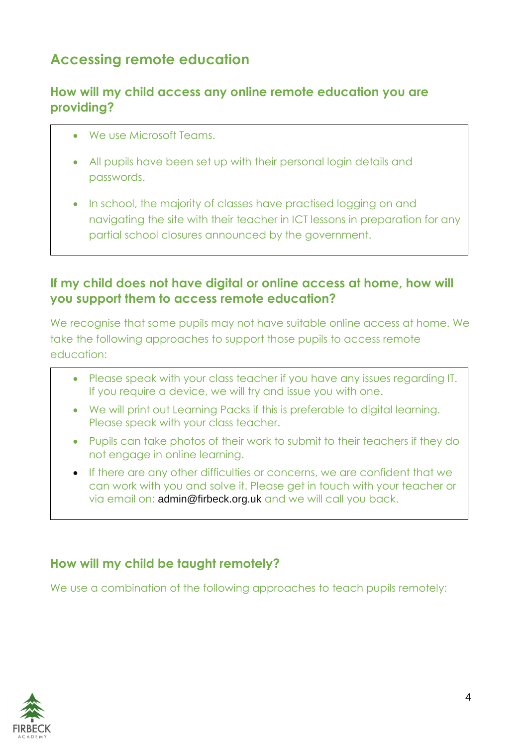## Accessing remote education

### How will my child access any online remote education you are providing?

- We use Microsoft Teams.
- All pupils have been set up with their personal login details and passwords.
- In school, the majority of classes have practised logging on and navigating the site with their teacher in ICT lessons in preparation for any partial school closures announced by the government.

### If my child does not have digital or online access at home, how will you support them to access remote education?

We recognise that some pupils may not have suitable online access at home. We take the following approaches to support those pupils to access remote education:

- Please speak with your class teacher if you have any issues regarding IT. If you require a device, we will try and issue you with one.
- We will print out Learning Packs if this is preferable to digital learning. Please speak with your class teacher.
- Pupils can take photos of their work to submit to their teachers if they do not engage in online learning.
- If there are any other difficulties or concerns, we are confident that we can work with you and solve it. Please get in touch with your teacher or via email on: admin@firbeck.org.uk and we will call you back.

### How will my child be taught remotely?

We use a combination of the following approaches to teach pupils remotely: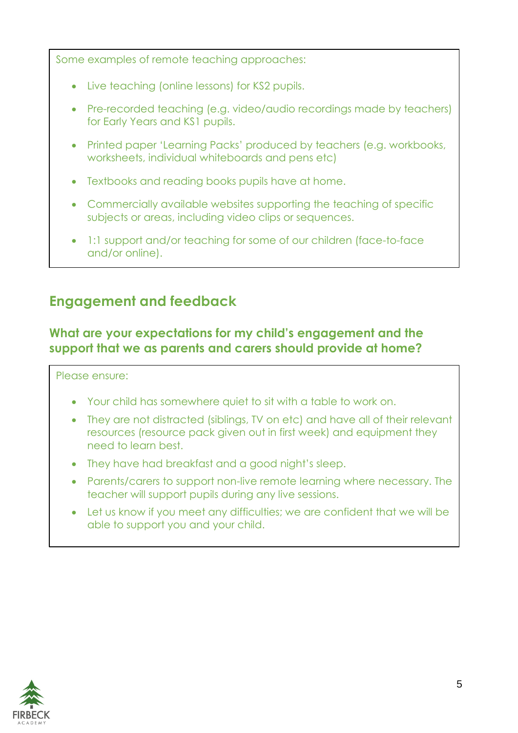Some examples of remote teaching approaches:

- Live teaching (online lessons) for KS2 pupils.
- Pre-recorded teaching (e.g. video/audio recordings made by teachers) for Early Years and KS1 pupils.
- Printed paper 'Learning Packs' produced by teachers (e.g. workbooks, worksheets, individual whiteboards and pens etc)
- Textbooks and reading books pupils have at home.
- Commercially available websites supporting the teaching of specific subjects or areas, including video clips or sequences.
- 1:1 support and/or teaching for some of our children (face-to-face and/or online).

## Engagement and feedback

### What are your expectations for my child's engagement and the support that we as parents and carers should provide at home?

Please ensure:

- Your child has somewhere quiet to sit with a table to work on.
- They are not distracted (siblings, TV on etc) and have all of their relevant resources (resource pack given out in first week) and equipment they need to learn best.
- They have had breakfast and a good night's sleep.
- Parents/carers to support non-live remote learning where necessary. The teacher will support pupils during any live sessions.
- Let us know if you meet any difficulties; we are confident that we will be able to support you and your child.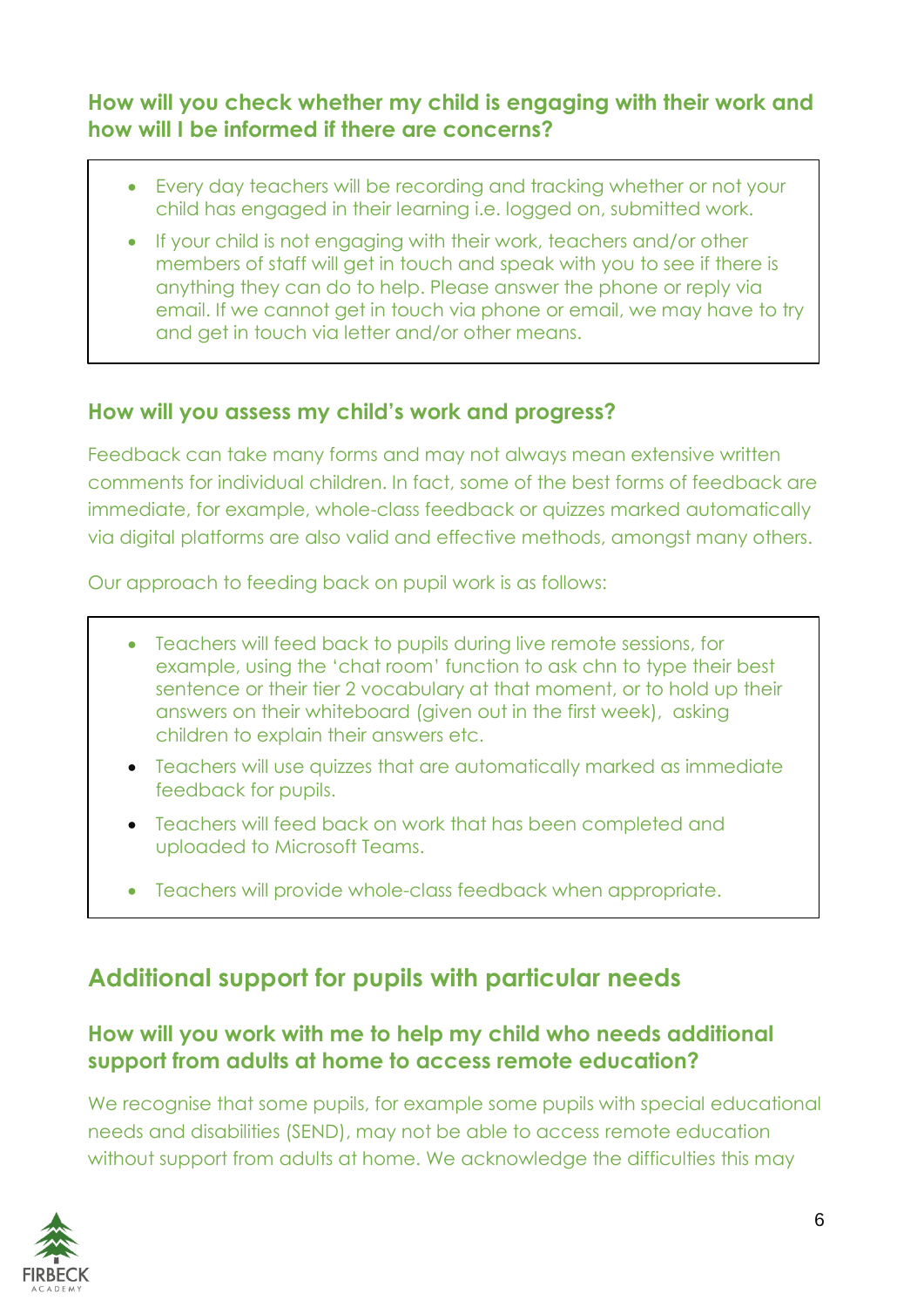### How will you check whether my child is engaging with their work and how will I be informed if there are concerns?

- Every day teachers will be recording and tracking whether or not your child has engaged in their learning i.e. logged on, submitted work.
- If your child is not engaging with their work, teachers and/or other members of staff will get in touch and speak with you to see if there is anything they can do to help. Please answer the phone or reply via email. If we cannot get in touch via phone or email, we may have to try and get in touch via letter and/or other means.

### How will you assess my child's work and progress?

Feedback can take many forms and may not always mean extensive written comments for individual children. In fact, some of the best forms of feedback are immediate, for example, whole-class feedback or quizzes marked automatically via digital platforms are also valid and effective methods, amongst many others.

Our approach to feeding back on pupil work is as follows:

- Teachers will feed back to pupils during live remote sessions, for example, using the 'chat room' function to ask chn to type their best sentence or their tier 2 vocabulary at that moment, or to hold up their answers on their whiteboard (given out in the first week), asking children to explain their answers etc.
- Teachers will use quizzes that are automatically marked as immediate feedback for pupils.
- Teachers will feed back on work that has been completed and uploaded to Microsoft Teams.
- Teachers will provide whole-class feedback when appropriate.

## Additional support for pupils with particular needs

### How will you work with me to help my child who needs additional support from adults at home to access remote education?

We recognise that some pupils, for example some pupils with special educational needs and disabilities (SEND), may not be able to access remote education without support from adults at home. We acknowledge the difficulties this may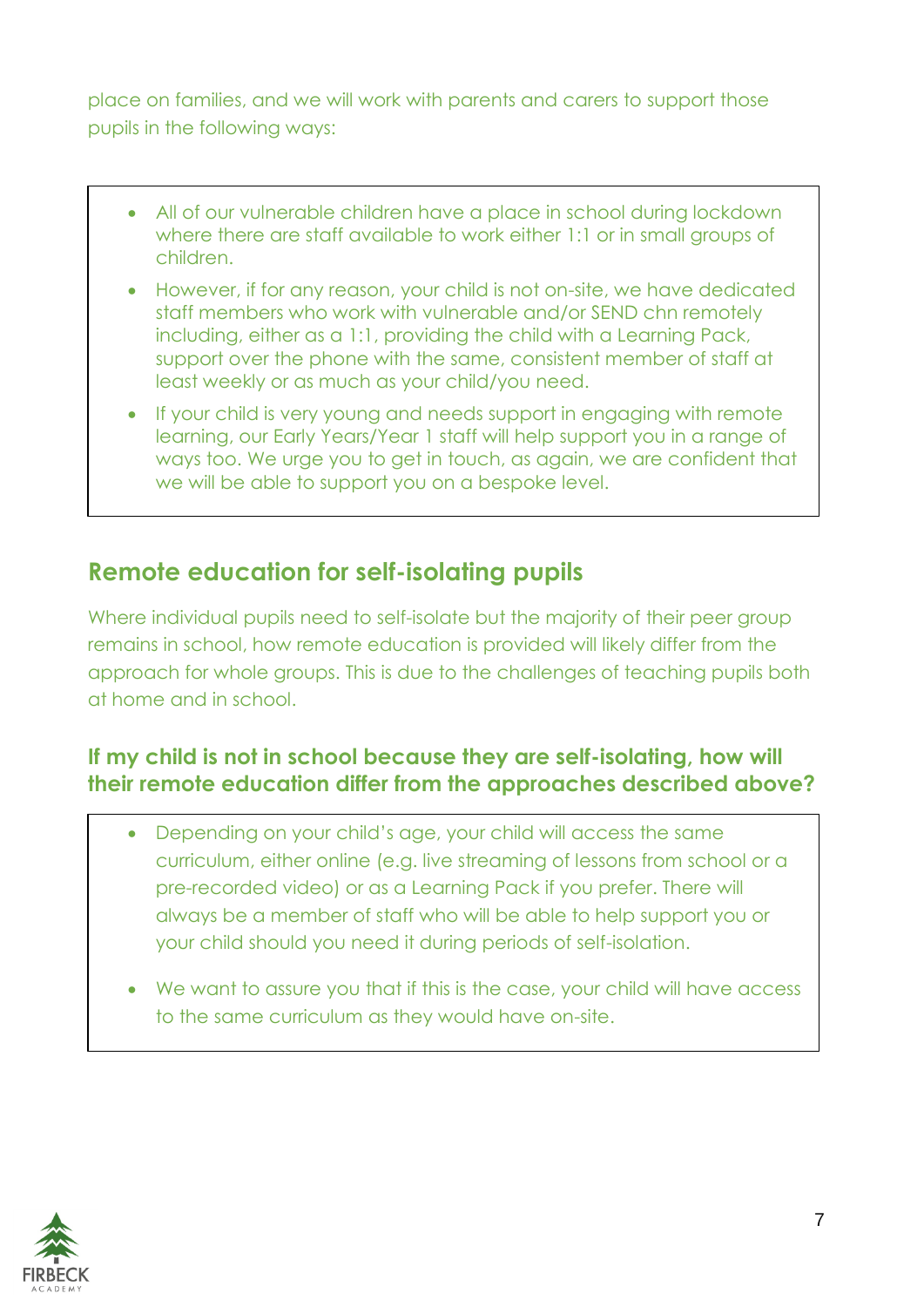place on families, and we will work with parents and carers to support those pupils in the following ways:

- All of our vulnerable children have a place in school during lockdown where there are staff available to work either 1:1 or in small groups of children.
- However, if for any reason, your child is not on-site, we have dedicated staff members who work with vulnerable and/or SEND chn remotely including, either as a 1:1, providing the child with a Learning Pack, support over the phone with the same, consistent member of staff at least weekly or as much as your child/you need.
- If your child is very young and needs support in engaging with remote learning, our Early Years/Year 1 staff will help support you in a range of ways too. We urge you to get in touch, as again, we are confident that we will be able to support you on a bespoke level.

## Remote education for self-isolating pupils

Where individual pupils need to self-isolate but the majority of their peer group remains in school, how remote education is provided will likely differ from the approach for whole groups. This is due to the challenges of teaching pupils both at home and in school.

### If my child is not in school because they are self-isolating, how will their remote education differ from the approaches described above?

- Depending on your child's age, your child will access the same curriculum, either online (e.g. live streaming of lessons from school or a pre-recorded video) or as a Learning Pack if you prefer. There will always be a member of staff who will be able to help support you or your child should you need it during periods of self-isolation.
- We want to assure you that if this is the case, your child will have access to the same curriculum as they would have on-site.